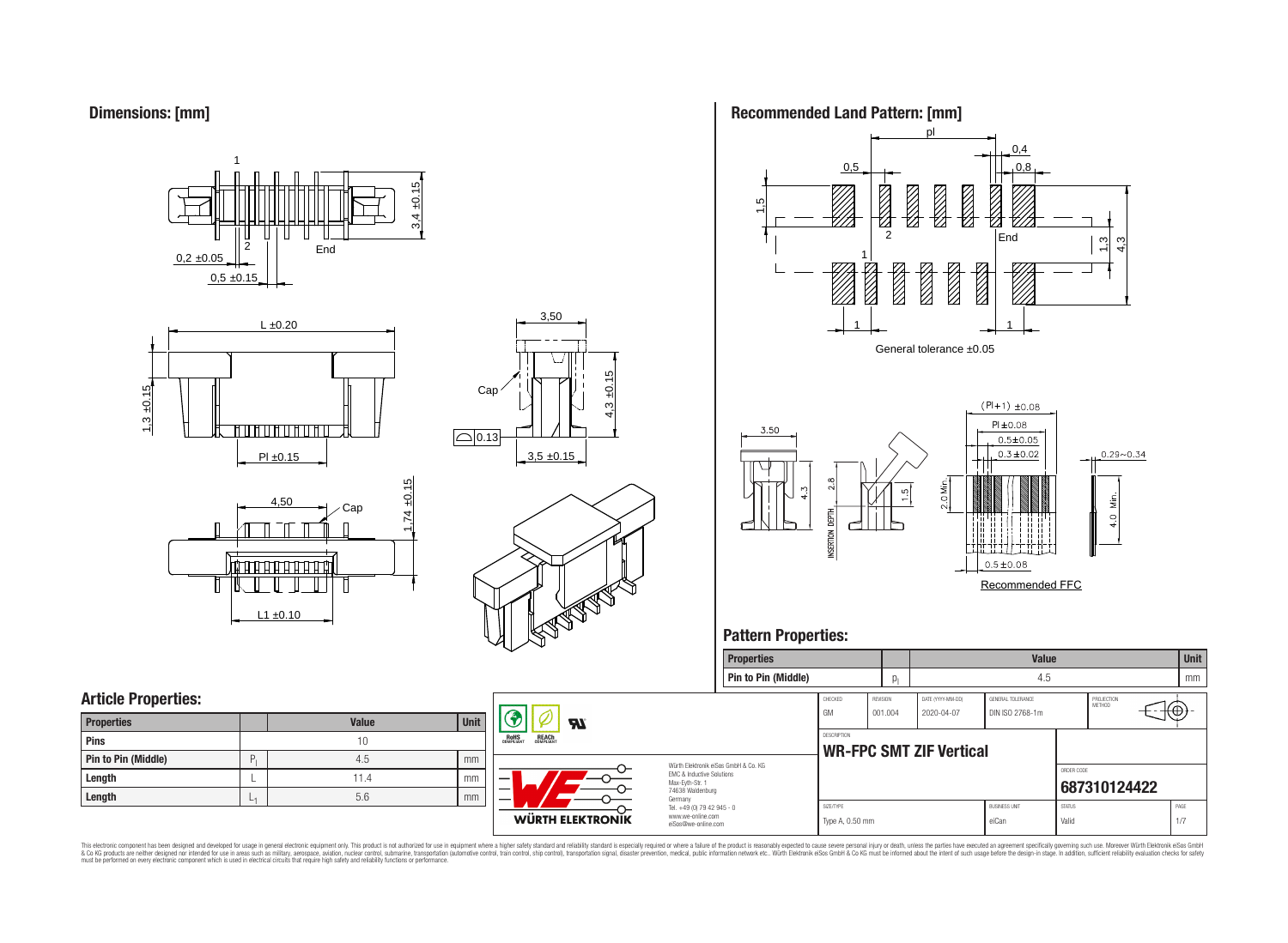## Dimensions: [mm]

## Recommended Land Pattern: [mm]

General tolerance ±0.05

Recommended FFC

## Pattern Properties:

| Properties | | Value | Unit |
|---|---|---|---|
| Pin to Pin (Middle) | $P_l$ | 4.5 | mm |

## Article Properties:

| Properties | | Value | Unit |
|---|---|---|---|
| Pins | | 10 | |
| Pin to Pin (Middle) | $P_l$ | 4.5 | mm |
| Length | L | 11.4 | mm |
| Length | $L_1$ | 5.6 | mm |

| CHECKED | REVISION | DATE (YYYY-MM-DD) | GENERAL TOLERANCE | PROJECTION METHOD |
|---|---|---|---|---|
| GM | 001.004 | 2020-04-07 | DIN ISO 2768-1m | |

DESCRIPTION

**WR-FPC SMT ZIF Vertical**

ORDER CODE

**687310124422**

| SIZE/TYPE | BUSINESS UNIT | STATUS | PAGE |
|---|---|---|---|
| Type A, 0.50 mm | eiCan | Valid | 1/7 |

Würth Elektronik eiSos GmbH & Co. KG
EMC & Inductive Solutions
Max-Eyth-Str. 1
74638 Waldenburg
Germany
Tel. +49 (0) 79 42 945 - 0
www.we-online.com
eiSos@we-online.com

This electronic component has been designed and developed for usage in general electronic equipment only. This product is not authorized for use in equipment where a higher safety standard and reliability standard is especially required or where a failure of the product is reasonably expected to cause severe personal injury or death, unless the parties have executed an agreement specifically governing such use. Moreover Würth Elektronik eiSos GmbH & Co KG products are neither designed nor intended for use in areas such as military, aerospace, aviation, nuclear control, submarine, transportation (automotive control, train control, ship control), transportation signal, disaster prevention, medical, public information network etc.. Würth Elektronik eiSos GmbH & Co KG must be informed about the intent of such usage before the design-in stage. In addition, sufficient reliability evaluation checks for safety must be performed on every electronic component which is used in electrical circuits that require high safety and reliability functions or performance.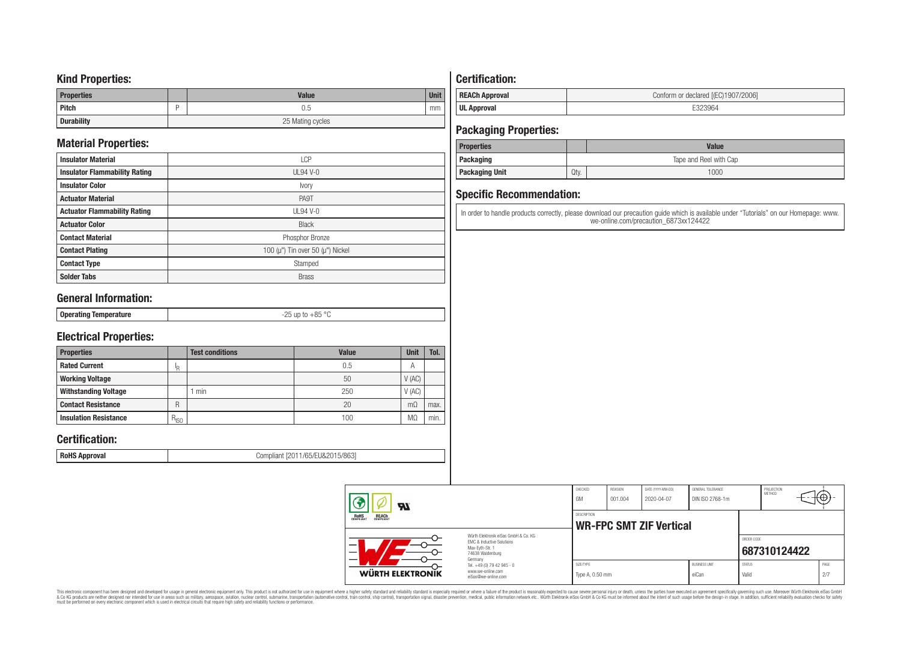## Kind Properties:

| Properties | | Value | Unit |
|---|---|---|---|
| Pitch | P | 0.5 | mm |
| Durability | | 25 Mating cycles | |

## Material Properties:

| | |
|---|---|
| Insulator Material | LCP |
| Insulator Flammability Rating | UL94 V-0 |
| Insulator Color | Ivory |
| Actuator Material | PA9T |
| Actuator Flammability Rating | UL94 V-0 |
| Actuator Color | Black |
| Contact Material | Phosphor Bronze |
| Contact Plating | 100 (µ") Tin over 50 (µ") Nickel |
| Contact Type | Stamped |
| Solder Tabs | Brass |

## General Information:

| | |
|---|---|
| Operating Temperature | -25 up to +85 °C |

## Electrical Properties:

| Properties | | Test conditions | Value | Unit | Tol. |
|---|---|---|---|---|---|
| Rated Current | $I_R$ | | 0.5 | A | |
| Working Voltage | | | 50 | V (AC) | |
| Withstanding Voltage | | 1 min | 250 | V (AC) | |
| Contact Resistance | R | | 20 | mΩ | max. |
| Insulation Resistance | $R_{ISO}$ | | 100 | MΩ | min. |

## Certification:

| | |
|---|---|
| RoHS Approval | Compliant [2011/65/EU&2015/863] |

## Certification:

| | |
|---|---|
| REACh Approval | Conform or declared [(EC)1907/2006] |
| UL Approval | E323964 |

## Packaging Properties:

| Properties | | Value |
|---|---|---|
| Packaging | | Tape and Reel with Cap |
| Packaging Unit | Qty. | 1000 |

## Specific Recommendation:

In order to handle products correctly, please download our precaution guide which is available under "Tutorials" on our Homepage: www.we-online.com/precaution_6873xx124422

| CHECKED | REVISION | DATE (YYYY-MM-DD) | GENERAL TOLERANCE | PROJECTION METHOD |
|---|---|---|---|---|
| GM | 001.004 | 2020-04-07 | DIN ISO 2768-1m | |

DESCRIPTION: **WR-FPC SMT ZIF Vertical**

ORDER CODE: **687310124422**

| SIZE/TYPE | BUSINESS UNIT | STATUS | PAGE |
|---|---|---|---|
| Type A, 0.50 mm | eiCan | Valid | 2/7 |

Würth Elektronik eiSos GmbH & Co. KG
EMC & Inductive Solutions
Max-Eyth-Str. 1
74638 Waldenburg
Germany
Tel. +49 (0) 79 42 945 - 0
www.we-online.com
eiSos@we-online.com

This electronic component has been designed and developed for usage in general electronic equipment only. This product is not authorized for use in equipment where a higher safety standard and reliability standard is especially required or where a failure of the product is reasonably expected to cause severe personal injury or death, unless the parties have executed an agreement specifically governing such use. Moreover Würth Elektronik eiSos GmbH & Co KG products are neither designed nor intended for use in areas such as military, aerospace, aviation, nuclear control, submarine, transportation (automotive control, train control, ship control), transportation signal, disaster prevention, medical, public information network etc.. Würth Elektronik eiSos GmbH & Co KG must be informed about the intent of such usage before the design-in stage. In addition, sufficient reliability evaluation checks for safety must be performed on every electronic component which is used in electrical circuits that require high safety and reliability functions or performance.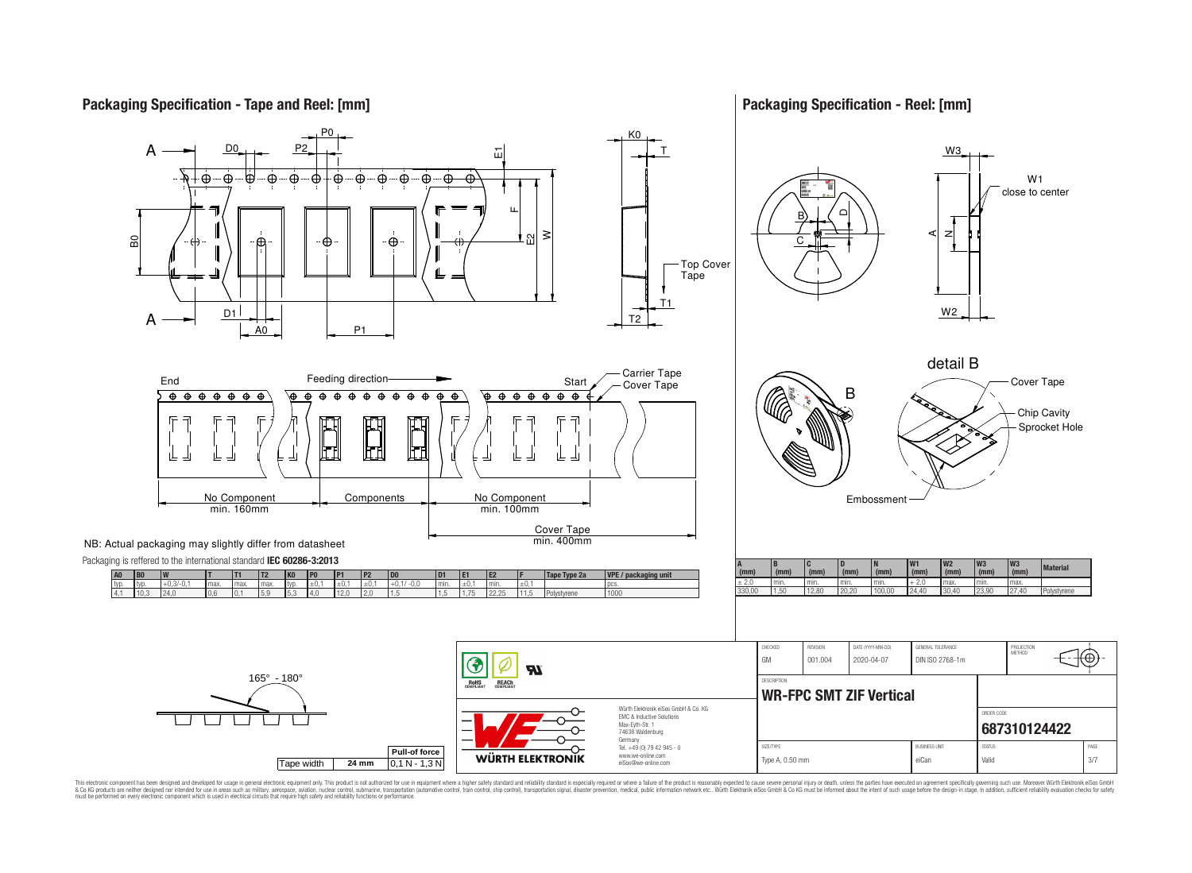## Packaging Specification - Tape and Reel: [mm]

NB: Actual packaging may slightly differ from datasheet

Packaging is reffered to the international standard **IEC 60286-3:2013**

| A0 | B0 | W | T | T1 | T2 | K0 | P0 | P1 | P2 | D0 | D1 | E1 | E2 | F | Tape Type 2a | VPE / packaging unit |
|---|---|---|---|---|---|---|---|---|---|---|---|---|---|---|---|---|
| typ. | typ. | +0,3/-0,1 | max. | max. | max. | typ. | ±0,1 | ±0,1 | ±0,1 | +0,1/ -0,0 | min. | ±0,1 | min. | ±0,1 | | pcs. |
| 4,1 | 10,3 | 24,0 | 0,6 | 0,1 | 5,9 | 5,3 | 4,0 | 12,0 | 2,0 | 1,5 | 1,5 | 1,75 | 22,25 | 11,5 | Polystyrene | 1000 |

| Tape width | 24 mm |
|---|---|
| Pull-of force | 0,1 N - 1,3 N |

165° - 180°

## Packaging Specification - Reel: [mm]

| A (mm) | B (mm) | C (mm) | D (mm) | N (mm) | W1 (mm) | W2 (mm) | W3 (mm) | W3 (mm) | Material |
|---|---|---|---|---|---|---|---|---|---|
| ± 2,0 | min. | min. | min. | min. | + 2,0 | max. | min. | max. | |
| 330,00 | 1,50 | 12,80 | 20,20 | 100,00 | 24,40 | 30,40 | 23,90 | 27,40 | Polystyrene |

Würth Elektronik eiSos GmbH & Co. KG
EMC & Inductive Solutions
Max-Eyth-Str. 1
74638 Waldenburg
Germany
Tel. +49 (0) 79 42 945 - 0
www.we-online.com
eiSos@we-online.com

| CHECKED | REVISION | DATE (YYYY-MM-DD) | GENERAL TOLERANCE | PROJECTION METHOD |
|---|---|---|---|---|
| GM | 001.004 | 2020-04-07 | DIN ISO 2768-1m | |

DESCRIPTION: **WR-FPC SMT ZIF Vertical**

ORDER CODE: **687310124422**

| SIZE/TYPE | BUSINESS UNIT | STATUS | PAGE |
|---|---|---|---|
| Type A, 0.50 mm | eiCan | Valid | 3/7 |

This electronic component has been designed and developed for usage in general electronic equipment only. This product is not authorized for use in equipment where a higher safety standard and reliability standard is especially required or where a failure of the product is reasonably expected to cause severe personal injury or death, unless the parties have executed an agreement specifically governing such use. Moreover Würth Elektronik eiSos GmbH & Co KG products are neither designed nor intended for use in areas such as military, aerospace, aviation, nuclear control, submarine, transportation (automotive control, train control, ship control), transportation signal, disaster prevention, medical, public information network etc.. Würth Elektronik eiSos GmbH & Co KG must be informed about the intent of such usage before the design-in stage. In addition, sufficient reliability evaluation checks for safety must be performed on every electronic component which is used in electrical circuits that require high safety and reliability functions or performance.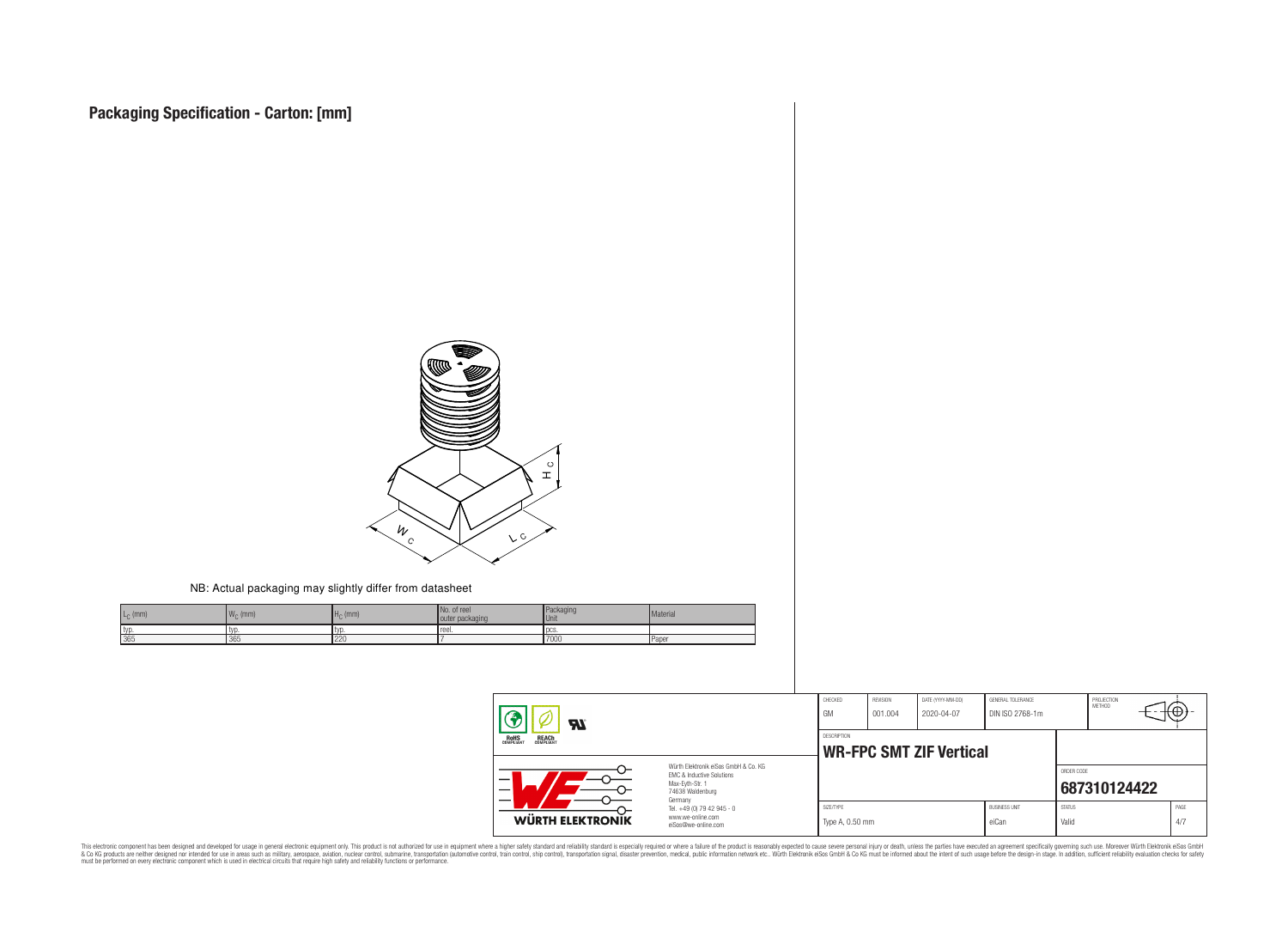# Packaging Specification - Carton: [mm]

NB: Actual packaging may slightly differ from datasheet

| $L_C$ (mm) | $W_C$ (mm) | $H_C$ (mm) | No. of reel outer packaging | Packaging Unit | Material |
|---|---|---|---|---|---|
| typ. | typ. | typ. | reel. | pcs. | |
| 365 | 365 | 220 | 7 | 7000 | Paper |

| CHECKED | REVISION | DATE (YYYY-MM-DD) | GENERAL TOLERANCE | PROJECTION METHOD |
|---|---|---|---|---|
| GM | 001.004 | 2020-04-07 | DIN ISO 2768-1m | |

DESCRIPTION

**WR-FPC SMT ZIF Vertical**

ORDER CODE

**687310124422**

| SIZE/TYPE | BUSINESS UNIT | STATUS | PAGE |
|---|---|---|---|
| Type A, 0.50 mm | eiCan | Valid | 4/7 |

Würth Elektronik eiSos GmbH & Co. KG
EMC & Inductive Solutions
Max-Eyth-Str. 1
74638 Waldenburg
Germany
Tel. +49 (0) 79 42 945 - 0
www.we-online.com
eiSos@we-online.com

This electronic component has been designed and developed for usage in general electronic equipment only. This product is not authorized for use in equipment where a higher safety standard and reliability standard is especially required or where a failure of the product is reasonably expected to cause severe personal injury or death, unless the parties have executed an agreement specifically governing such use. Moreover Würth Elektronik eiSos GmbH & Co KG products are neither designed nor intended for use in areas such as military, aerospace, aviation, nuclear control, submarine, transportation (automotive control, train control, ship control), transportation signal, disaster prevention, medical, public information network etc.. Würth Elektronik eiSos GmbH & Co KG must be informed about the intent of such usage before the design-in stage. In addition, sufficient reliability evaluation checks for safety must be performed on every electronic component which is used in electrical circuits that require high safety and reliability functions or performance.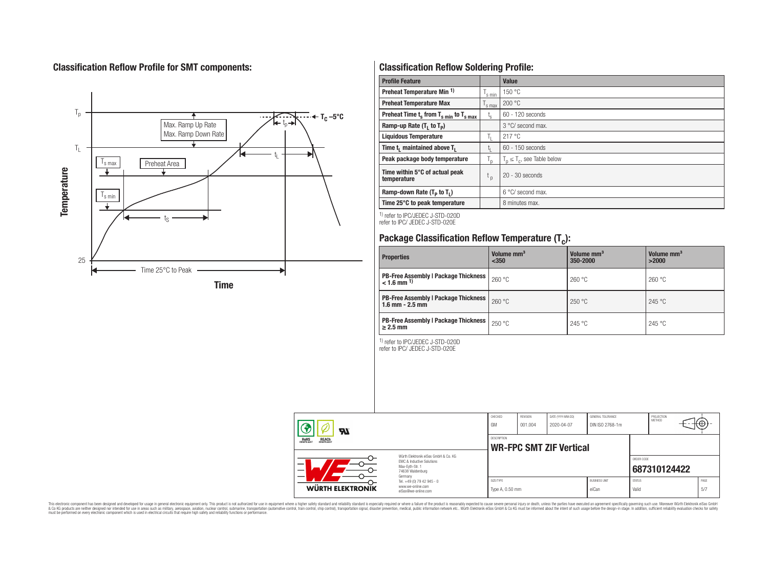## Classification Reflow Profile for SMT components:

## Classification Reflow Soldering Profile:

| Profile Feature | | Value |
|---|---|---|
| Preheat Temperature Min [1] | $T_{s\,min}$ | 150 °C |
| Preheat Temperature Max | $T_{s\,max}$ | 200 °C |
| Preheat Time $t_s$ from $T_{s\,min}$ to $T_{s\,max}$ | $t_s$ | 60 - 120 seconds |
| Ramp-up Rate ($T_L$ to $T_P$) | | 3 °C/ second max. |
| Liquidous Temperature | $T_L$ | 217 °C |
| Time $t_L$ maintained above $T_L$ | $t_L$ | 60 - 150 seconds |
| Peak package body temperature | $T_p$ | $T_p \leq T_c$, see Table below |
| Time within 5°C of actual peak temperature | $t_p$ | 20 - 30 seconds |
| Ramp-down Rate ($T_P$ to $T_L$) | | 6 °C/ second max. |
| Time 25°C to peak temperature | | 8 minutes max. |

[1] refer to IPC/JEDEC J-STD-020D
refer to IPC/ JEDEC J-STD-020E

## Package Classification Reflow Temperature ($T_c$):

| Properties | Volume mm³ <350 | Volume mm³ 350-2000 | Volume mm³ >2000 |
|---|---|---|---|
| PB-Free Assembly \| Package Thickness < 1.6 mm [1] | 260 °C | 260 °C | 260 °C |
| PB-Free Assembly \| Package Thickness 1.6 mm - 2.5 mm | 260 °C | 250 °C | 245 °C |
| PB-Free Assembly \| Package Thickness ≥ 2.5 mm | 250 °C | 245 °C | 245 °C |

[1] refer to IPC/JEDEC J-STD-020D
refer to IPC/ JEDEC J-STD-020E

| CHECKED | REVISION | DATE (YYYY-MM-DD) | GENERAL TOLERANCE | PROJECTION METHOD |
|---|---|---|---|---|
| GM | 001.004 | 2020-04-07 | DIN ISO 2768-1m | |

DESCRIPTION: **WR-FPC SMT ZIF Vertical**

ORDER CODE: **687310124422**

| SIZE/TYPE | BUSINESS UNIT | STATUS | PAGE |
|---|---|---|---|
| Type A, 0.50 mm | eiCan | Valid | 5/7 |

Würth Elektronik eiSos GmbH & Co. KG
EMC & Inductive Solutions
Max-Eyth-Str. 1
74638 Waldenburg
Germany
Tel. +49 (0) 79 42 945 - 0
www.we-online.com
eiSos@we-online.com

This electronic component has been designed and developed for usage in general electronic equipment only. This product is not authorized for use in equipment where a higher safety standard and reliability standard is especially required or where a failure of the product is reasonably expected to cause severe personal injury or death, unless the parties have executed an agreement specifically governing such use. Moreover Würth Elektronik eiSos GmbH & Co KG products are neither designed nor intended for use in areas such as military, aerospace, aviation, nuclear control, submarine, transportation (automotive control, train control, ship control), transportation signal, disaster prevention, medical, public information network etc.. Würth Elektronik eiSos GmbH & Co KG must be informed about the intent of such usage before the design-in stage. In addition, sufficient reliability evaluation checks for safety must be performed on every electronic component which is used in electrical circuits that require high safety and reliability functions or performance.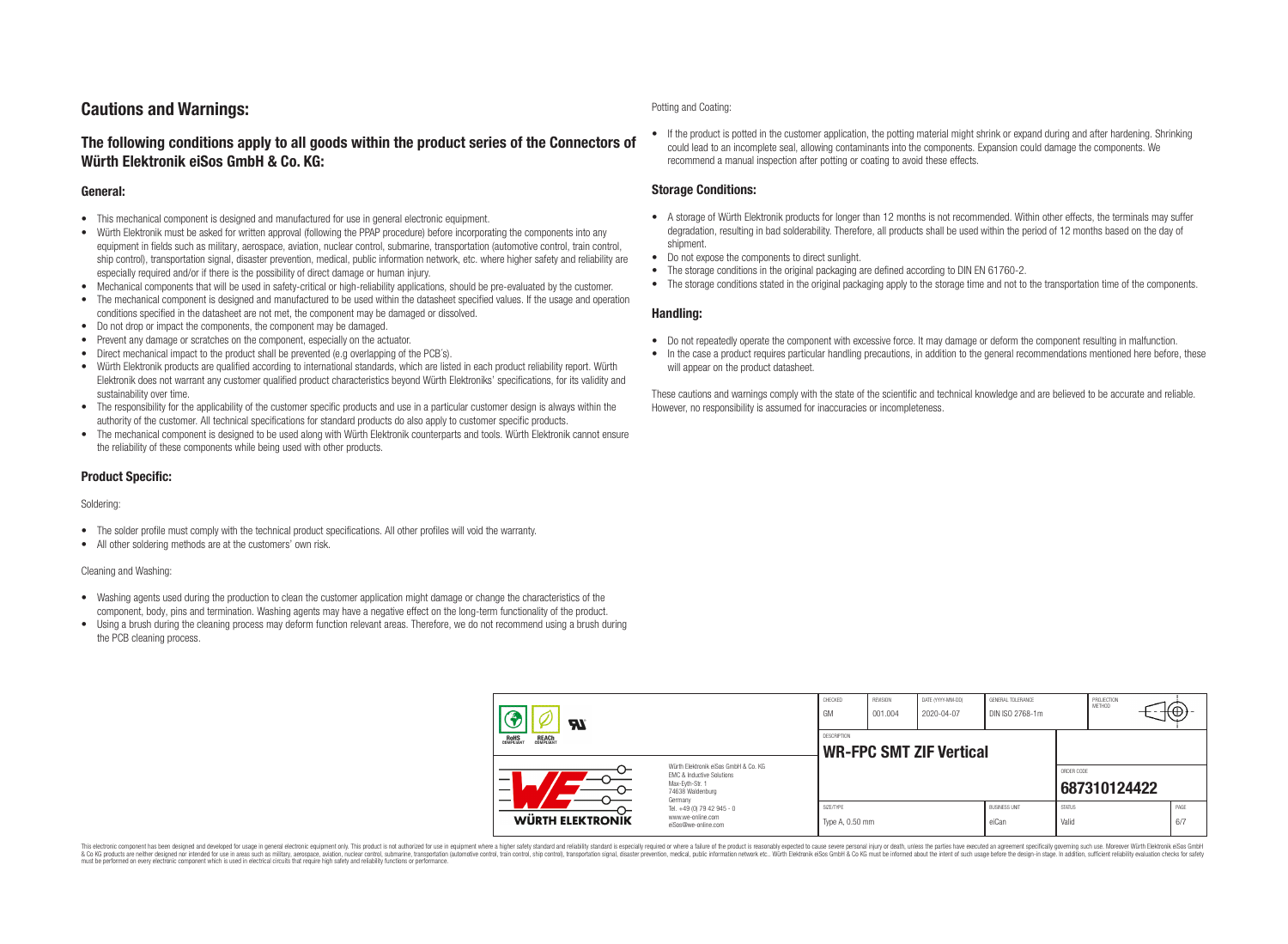# Cautions and Warnings:

## The following conditions apply to all goods within the product series of the Connectors of Würth Elektronik eiSos GmbH & Co. KG:

### General:

- This mechanical component is designed and manufactured for use in general electronic equipment.
- Würth Elektronik must be asked for written approval (following the PPAP procedure) before incorporating the components into any equipment in fields such as military, aerospace, aviation, nuclear control, submarine, transportation (automotive control, train control, ship control), transportation signal, disaster prevention, medical, public information network, etc. where higher safety and reliability are especially required and/or if there is the possibility of direct damage or human injury.
- Mechanical components that will be used in safety-critical or high-reliability applications, should be pre-evaluated by the customer.
- The mechanical component is designed and manufactured to be used within the datasheet specified values. If the usage and operation conditions specified in the datasheet are not met, the component may be damaged or dissolved.
- Do not drop or impact the components, the component may be damaged.
- Prevent any damage or scratches on the component, especially on the actuator.
- Direct mechanical impact to the product shall be prevented (e.g overlapping of the PCB's).
- Würth Elektronik products are qualified according to international standards, which are listed in each product reliability report. Würth Elektronik does not warrant any customer qualified product characteristics beyond Würth Elektroniks' specifications, for its validity and sustainability over time.
- The responsibility for the applicability of the customer specific products and use in a particular customer design is always within the authority of the customer. All technical specifications for standard products do also apply to customer specific products.
- The mechanical component is designed to be used along with Würth Elektronik counterparts and tools. Würth Elektronik cannot ensure the reliability of these components while being used with other products.

### Product Specific:

Soldering:

- The solder profile must comply with the technical product specifications. All other profiles will void the warranty.
- All other soldering methods are at the customers' own risk.

Cleaning and Washing:

- Washing agents used during the production to clean the customer application might damage or change the characteristics of the component, body, pins and termination. Washing agents may have a negative effect on the long-term functionality of the product.
- Using a brush during the cleaning process may deform function relevant areas. Therefore, we do not recommend using a brush during the PCB cleaning process.

Potting and Coating:

- If the product is potted in the customer application, the potting material might shrink or expand during and after hardening. Shrinking could lead to an incomplete seal, allowing contaminants into the components. Expansion could damage the components. We recommend a manual inspection after potting or coating to avoid these effects.

### Storage Conditions:

- A storage of Würth Elektronik products for longer than 12 months is not recommended. Within other effects, the terminals may suffer degradation, resulting in bad solderability. Therefore, all products shall be used within the period of 12 months based on the day of shipment.
- Do not expose the components to direct sunlight.
- The storage conditions in the original packaging are defined according to DIN EN 61760-2.
- The storage conditions stated in the original packaging apply to the storage time and not to the transportation time of the components.

### Handling:

- Do not repeatedly operate the component with excessive force. It may damage or deform the component resulting in malfunction.
- In the case a product requires particular handling precautions, in addition to the general recommendations mentioned here before, these will appear on the product datasheet.

These cautions and warnings comply with the state of the scientific and technical knowledge and are believed to be accurate and reliable. However, no responsibility is assumed for inaccuracies or incompleteness.

| CHECKED | REVISION | DATE (YYYY-MM-DD) | GENERAL TOLERANCE | PROJECTION METHOD |
|---|---|---|---|---|
| GM | 001.004 | 2020-04-07 | DIN ISO 2768-1m | |

DESCRIPTION: **WR-FPC SMT ZIF Vertical**

Würth Elektronik eiSos GmbH & Co. KG
EMC & Inductive Solutions
Max-Eyth-Str. 1
74638 Waldenburg
Germany
Tel. +49 (0) 79 42 945 - 0
www.we-online.com
eiSos@we-online.com

ORDER CODE: **687310124422**

| SIZE/TYPE | BUSINESS UNIT | STATUS | PAGE |
|---|---|---|---|
| Type A, 0.50 mm | eiCan | Valid | 6/7 |

This electronic component has been designed and developed for usage in general electronic equipment only. This product is not authorized for use in equipment where a higher safety standard and reliability standard is especially required or where a failure of the product is reasonably expected to cause severe personal injury or death, unless the parties have executed an agreement specifically governing such use. Moreover Würth Elektronik eiSos GmbH & Co KG products are neither designed nor intended for use in areas such as military, aerospace, aviation, nuclear control, submarine, transportation (automotive control, train control, ship control), transportation signal, disaster prevention, medical, public information network etc.. Würth Elektronik eiSos GmbH & Co KG must be informed about the intent of such usage before the design-in stage. In addition, sufficient reliability evaluation checks for safety must be performed on every electronic component which is used in electrical circuits that require high safety and reliability functions or performance.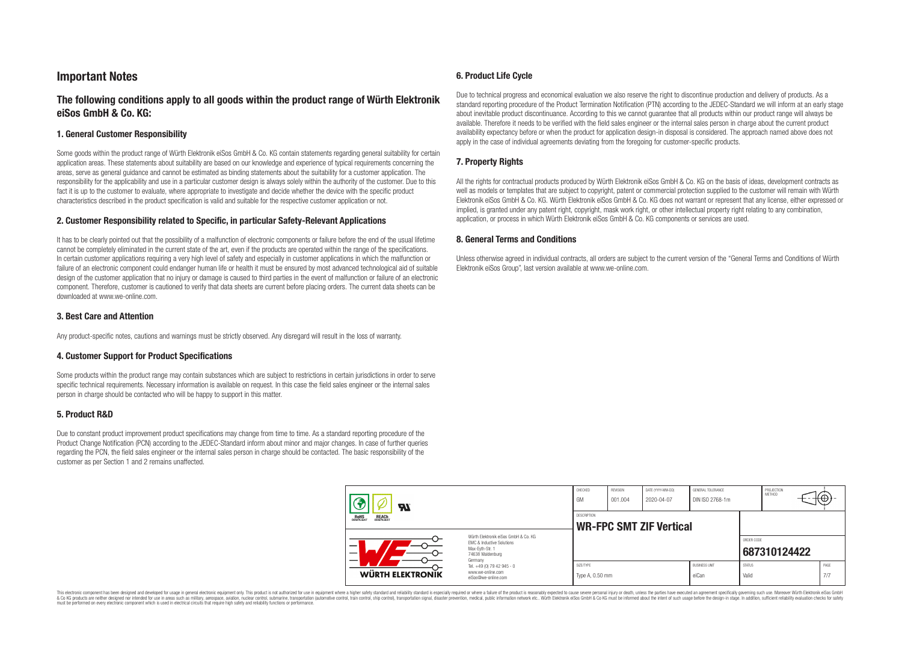# Important Notes

## The following conditions apply to all goods within the product range of Würth Elektronik eiSos GmbH & Co. KG:

### 1. General Customer Responsibility

Some goods within the product range of Würth Elektronik eiSos GmbH & Co. KG contain statements regarding general suitability for certain application areas. These statements about suitability are based on our knowledge and experience of typical requirements concerning the areas, serve as general guidance and cannot be estimated as binding statements about the suitability for a customer application. The responsibility for the applicability and use in a particular customer design is always solely within the authority of the customer. Due to this fact it is up to the customer to evaluate, where appropriate to investigate and decide whether the device with the specific product characteristics described in the product specification is valid and suitable for the respective customer application or not.

### 2. Customer Responsibility related to Specific, in particular Safety-Relevant Applications

It has to be clearly pointed out that the possibility of a malfunction of electronic components or failure before the end of the usual lifetime cannot be completely eliminated in the current state of the art, even if the products are operated within the range of the specifications. In certain customer applications requiring a very high level of safety and especially in customer applications in which the malfunction or failure of an electronic component could endanger human life or health it must be ensured by most advanced technological aid of suitable design of the customer application that no injury or damage is caused to third parties in the event of malfunction or failure of an electronic component. Therefore, customer is cautioned to verify that data sheets are current before placing orders. The current data sheets can be downloaded at www.we-online.com.

### 3. Best Care and Attention

Any product-specific notes, cautions and warnings must be strictly observed. Any disregard will result in the loss of warranty.

### 4. Customer Support for Product Specifications

Some products within the product range may contain substances which are subject to restrictions in certain jurisdictions in order to serve specific technical requirements. Necessary information is available on request. In this case the field sales engineer or the internal sales person in charge should be contacted who will be happy to support in this matter.

### 5. Product R&D

Due to constant product improvement product specifications may change from time to time. As a standard reporting procedure of the Product Change Notification (PCN) according to the JEDEC-Standard inform about minor and major changes. In case of further queries regarding the PCN, the field sales engineer or the internal sales person in charge should be contacted. The basic responsibility of the customer as per Section 1 and 2 remains unaffected.

### 6. Product Life Cycle

Due to technical progress and economical evaluation we also reserve the right to discontinue production and delivery of products. As a standard reporting procedure of the Product Termination Notification (PTN) according to the JEDEC-Standard we will inform at an early stage about inevitable product discontinuance. According to this we cannot guarantee that all products within our product range will always be available. Therefore it needs to be verified with the field sales engineer or the internal sales person in charge about the current product availability expectancy before or when the product for application design-in disposal is considered. The approach named above does not apply in the case of individual agreements deviating from the foregoing for customer-specific products.

### 7. Property Rights

All the rights for contractual products produced by Würth Elektronik eiSos GmbH & Co. KG on the basis of ideas, development contracts as well as models or templates that are subject to copyright, patent or commercial protection supplied to the customer will remain with Würth Elektronik eiSos GmbH & Co. KG. Würth Elektronik eiSos GmbH & Co. KG does not warrant or represent that any license, either expressed or implied, is granted under any patent right, copyright, mask work right, or other intellectual property right relating to any combination, application, or process in which Würth Elektronik eiSos GmbH & Co. KG components or services are used.

### 8. General Terms and Conditions

Unless otherwise agreed in individual contracts, all orders are subject to the current version of the "General Terms and Conditions of Würth Elektronik eiSos Group", last version available at www.we-online.com.

| | | | | | | | |
|---|---|---|---|---|---|---|---|
| RoHS COMPLIANT, REACh COMPLIANT | | CHECKED GM | REVISION 001.004 | DATE (YYYY-MM-DD) 2020-04-07 | GENERAL TOLERANCE DIN ISO 2768-1m | PROJECTION METHOD | |
| | | DESCRIPTION **WR-FPC SMT ZIF Vertical** | | | | | |
| WÜRTH ELEKTRONIK | Würth Elektronik eiSos GmbH & Co. KG, EMC & Inductive Solutions, Max-Eyth-Str. 1, 74638 Waldenburg, Germany, Tel. +49 (0) 79 42 945 - 0, www.we-online.com, eiSos@we-online.com | | | | | ORDER CODE **687310124422** | |
| | | SIZE/TYPE Type A, 0.50 mm | | | BUSINESS UNIT eiCan | STATUS Valid | PAGE 7/7 |

This electronic component has been designed and developed for usage in general electronic equipment only. This product is not authorized for use in equipment where a higher safety standard and reliability standard is especially required or where a failure of the product is reasonably expected to cause severe personal injury or death, unless the parties have executed an agreement specifically governing such use. Moreover Würth Elektronik eiSos GmbH & Co KG products are neither designed nor intended for use in areas such as military, aerospace, aviation, nuclear control, submarine, transportation (automotive control, train control, ship control), transportation signal, disaster prevention, medical, public information network etc.. Würth Elektronik eiSos GmbH & Co KG must be informed about the intent of such usage before the design-in stage. In addition, sufficient reliability evaluation checks for safety must be performed on every electronic component which is used in electrical circuits that require high safety and reliability functions or performance.